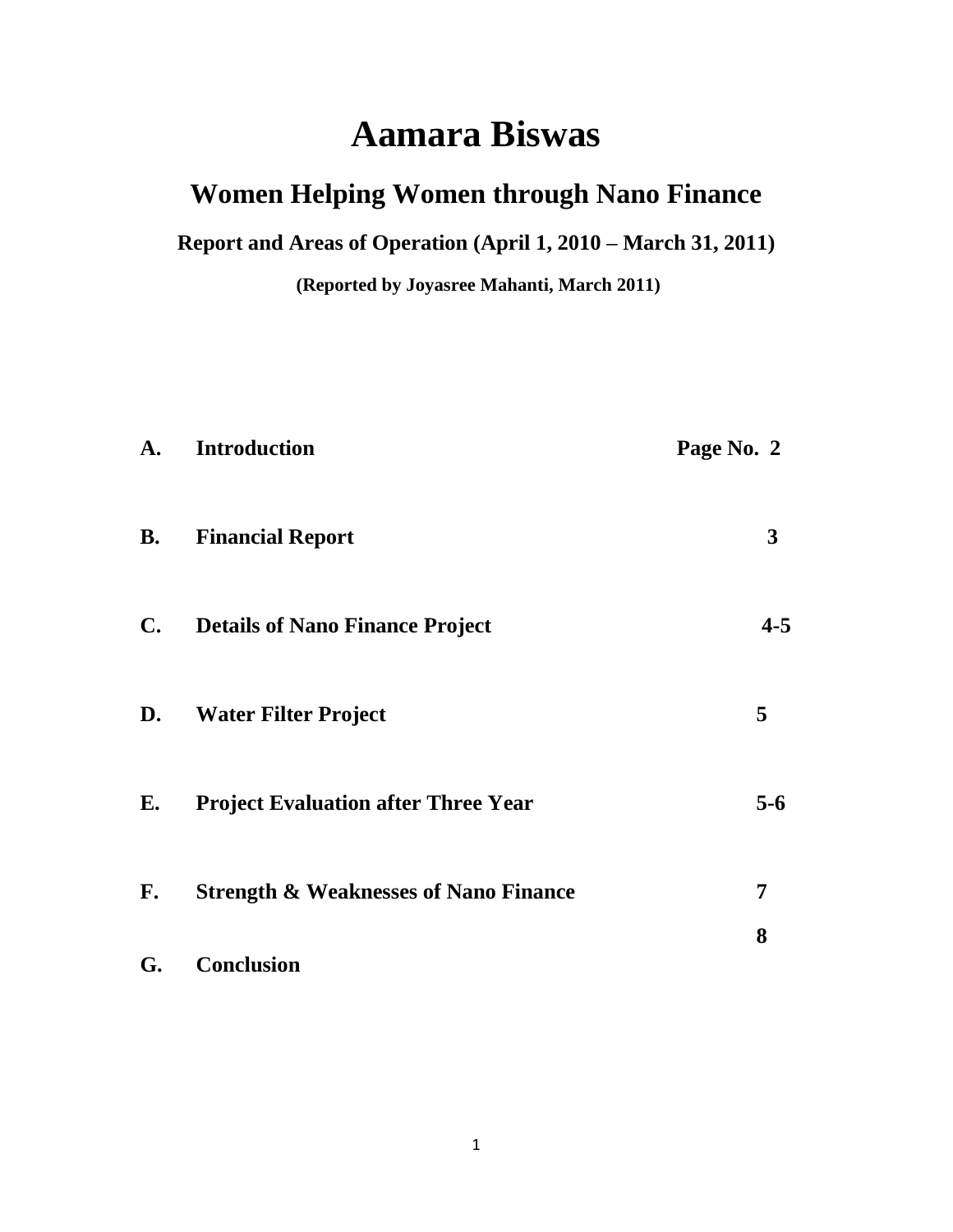# Aamara Biswas

## Women Helping Women through Nano Finance

### Report and Areas of Operation (April 1, 2010 – March 31, 2011)

**(Reported by Joyasree Mahanti, March 2011)**

| | | Page No. |
|---|---|---|
| **A.** | **Introduction** | **2** |
| **B.** | **Financial Report** | **3** |
| **C.** | **Details of Nano Finance Project** | **4-5** |
| **D.** | **Water Filter Project** | **5** |
| **E.** | **Project Evaluation after Three Year** | **5-6** |
| **F.** | **Strength & Weaknesses of Nano Finance** | **7** |
| **G.** | **Conclusion** | **8** |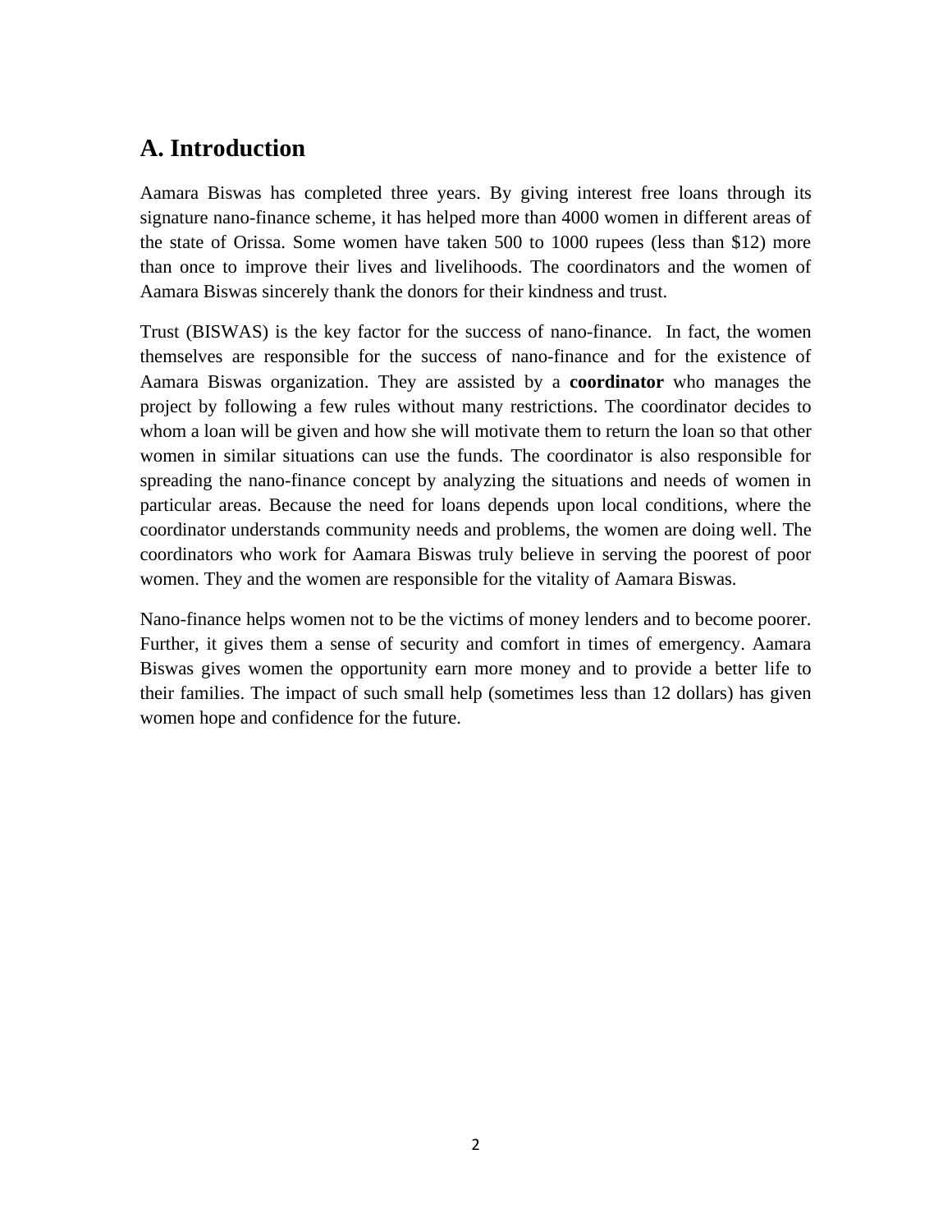## A. Introduction

Aamara Biswas has completed three years. By giving interest free loans through its signature nano-finance scheme, it has helped more than 4000 women in different areas of the state of Orissa. Some women have taken 500 to 1000 rupees (less than $12) more than once to improve their lives and livelihoods. The coordinators and the women of Aamara Biswas sincerely thank the donors for their kindness and trust.

Trust (BISWAS) is the key factor for the success of nano-finance. In fact, the women themselves are responsible for the success of nano-finance and for the existence of Aamara Biswas organization. They are assisted by a **coordinator** who manages the project by following a few rules without many restrictions. The coordinator decides to whom a loan will be given and how she will motivate them to return the loan so that other women in similar situations can use the funds. The coordinator is also responsible for spreading the nano-finance concept by analyzing the situations and needs of women in particular areas. Because the need for loans depends upon local conditions, where the coordinator understands community needs and problems, the women are doing well. The coordinators who work for Aamara Biswas truly believe in serving the poorest of poor women. They and the women are responsible for the vitality of Aamara Biswas.

Nano-finance helps women not to be the victims of money lenders and to become poorer. Further, it gives them a sense of security and comfort in times of emergency. Aamara Biswas gives women the opportunity earn more money and to provide a better life to their families. The impact of such small help (sometimes less than 12 dollars) has given women hope and confidence for the future.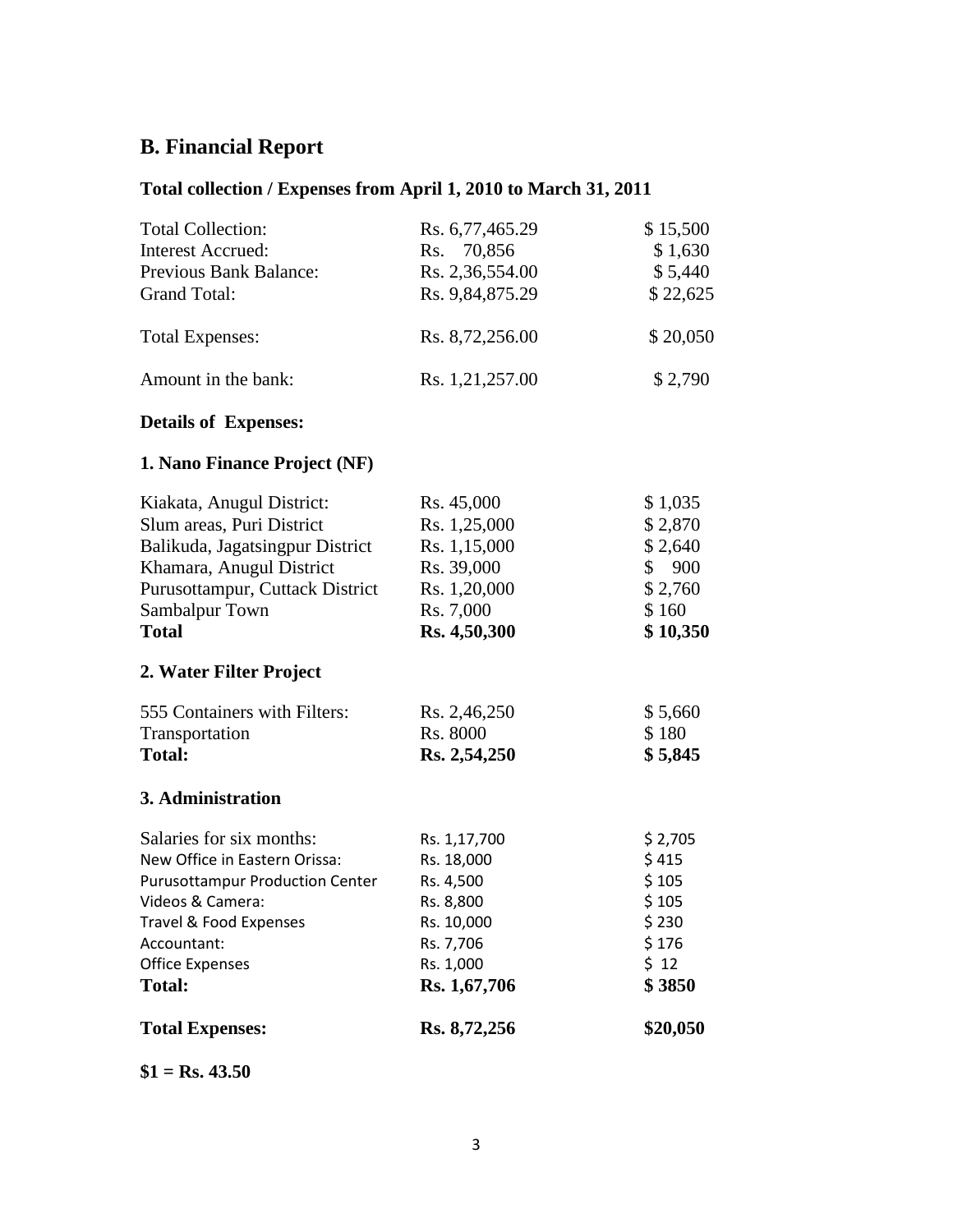## B. Financial Report

### Total collection / Expenses from April 1, 2010 to March 31, 2011

| | | |
|---|---|---|
| Total Collection: | Rs. 6,77,465.29 | $ 15,500 |
| Interest Accrued: | Rs. 70,856 | $ 1,630 |
| Previous Bank Balance: | Rs. 2,36,554.00 | $ 5,440 |
| Grand Total: | Rs. 9,84,875.29 | $ 22,625 |
| Total Expenses: | Rs. 8,72,256.00 | $ 20,050 |
| Amount in the bank: | Rs. 1,21,257.00 | $ 2,790 |

### Details of Expenses:

### 1. Nano Finance Project (NF)

| | | |
|---|---|---|
| Kiakata, Anugul District: | Rs. 45,000 | $ 1,035 |
| Slum areas, Puri District | Rs. 1,25,000 | $ 2,870 |
| Balikuda, Jagatsingpur District | Rs. 1,15,000 | $ 2,640 |
| Khamara, Anugul District | Rs. 39,000 | $ 900 |
| Purusottampur, Cuttack District | Rs. 1,20,000 | $ 2,760 |
| Sambalpur Town | Rs. 7,000 | $ 160 |
| **Total** | **Rs. 4,50,300** | **$ 10,350** |

### 2. Water Filter Project

| | | |
|---|---|---|
| 555 Containers with Filters: | Rs. 2,46,250 | $ 5,660 |
| Transportation | Rs. 8000 | $ 180 |
| **Total:** | **Rs. 2,54,250** | **$ 5,845** |

### 3. Administration

| | | |
|---|---|---|
| Salaries for six months: | Rs. 1,17,700 | $ 2,705 |
| New Office in Eastern Orissa: | Rs. 18,000 | $ 415 |
| Purusottampur Production Center | Rs. 4,500 | $ 105 |
| Videos & Camera: | Rs. 8,800 | $ 105 |
| Travel & Food Expenses | Rs. 10,000 | $ 230 |
| Accountant: | Rs. 7,706 | $ 176 |
| Office Expenses | Rs. 1,000 | $ 12 |
| **Total:** | **Rs. 1,67,706** | **$ 3850** |
| **Total Expenses:** | **Rs. 8,72,256** | **$20,050** |

**$1 = Rs. 43.50**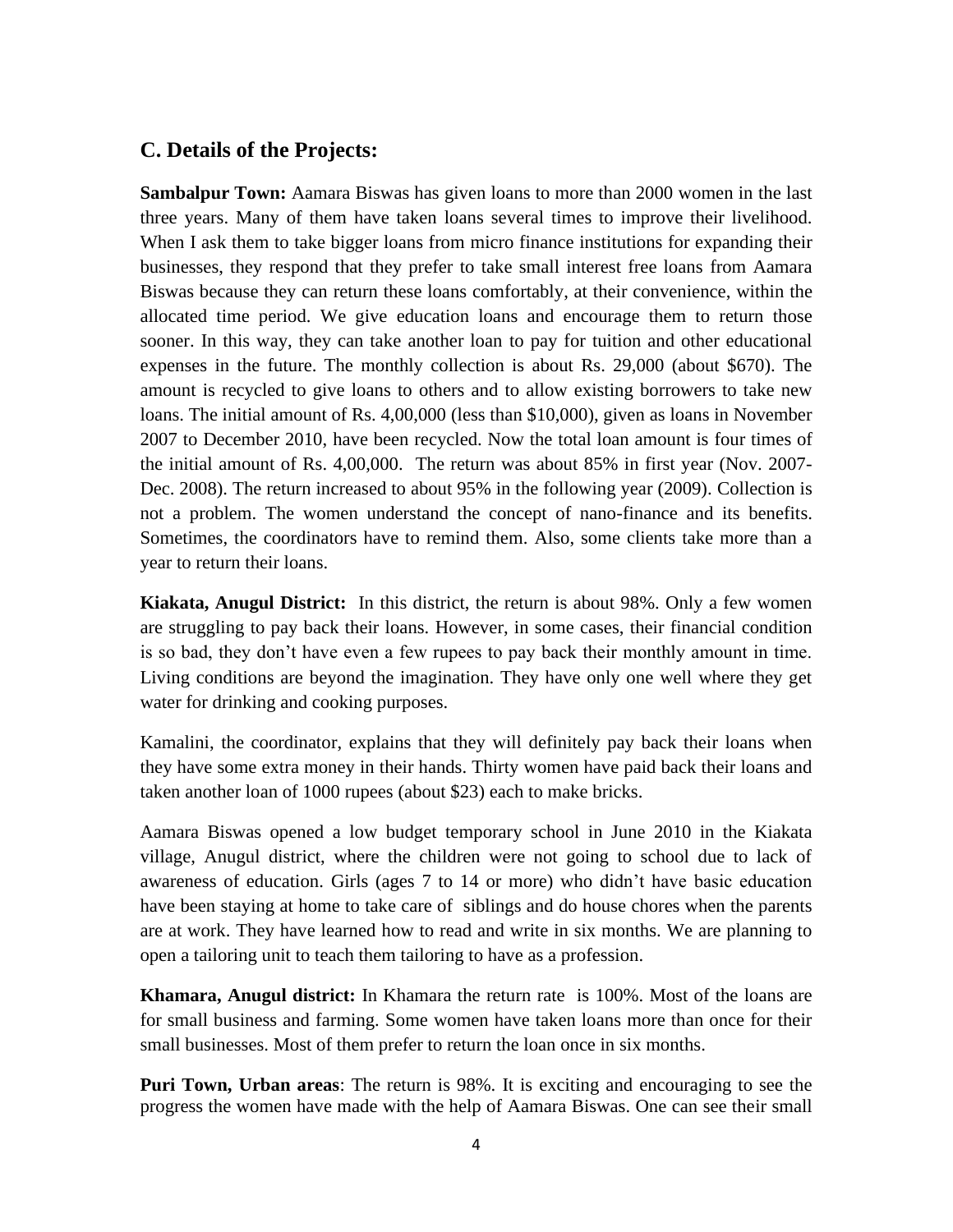## C. Details of the Projects:

**Sambalpur Town:** Aamara Biswas has given loans to more than 2000 women in the last three years. Many of them have taken loans several times to improve their livelihood. When I ask them to take bigger loans from micro finance institutions for expanding their businesses, they respond that they prefer to take small interest free loans from Aamara Biswas because they can return these loans comfortably, at their convenience, within the allocated time period. We give education loans and encourage them to return those sooner. In this way, they can take another loan to pay for tuition and other educational expenses in the future. The monthly collection is about Rs. 29,000 (about $670). The amount is recycled to give loans to others and to allow existing borrowers to take new loans. The initial amount of Rs. 4,00,000 (less than $10,000), given as loans in November 2007 to December 2010, have been recycled. Now the total loan amount is four times of the initial amount of Rs. 4,00,000. The return was about 85% in first year (Nov. 2007-Dec. 2008). The return increased to about 95% in the following year (2009). Collection is not a problem. The women understand the concept of nano-finance and its benefits. Sometimes, the coordinators have to remind them. Also, some clients take more than a year to return their loans.

**Kiakata, Anugul District:** In this district, the return is about 98%. Only a few women are struggling to pay back their loans. However, in some cases, their financial condition is so bad, they don't have even a few rupees to pay back their monthly amount in time. Living conditions are beyond the imagination. They have only one well where they get water for drinking and cooking purposes.

Kamalini, the coordinator, explains that they will definitely pay back their loans when they have some extra money in their hands. Thirty women have paid back their loans and taken another loan of 1000 rupees (about $23) each to make bricks.

Aamara Biswas opened a low budget temporary school in June 2010 in the Kiakata village, Anugul district, where the children were not going to school due to lack of awareness of education. Girls (ages 7 to 14 or more) who didn't have basic education have been staying at home to take care of siblings and do house chores when the parents are at work. They have learned how to read and write in six months. We are planning to open a tailoring unit to teach them tailoring to have as a profession.

**Khamara, Anugul district:** In Khamara the return rate is 100%. Most of the loans are for small business and farming. Some women have taken loans more than once for their small businesses. Most of them prefer to return the loan once in six months.

**Puri Town, Urban areas**: The return is 98%. It is exciting and encouraging to see the progress the women have made with the help of Aamara Biswas. One can see their small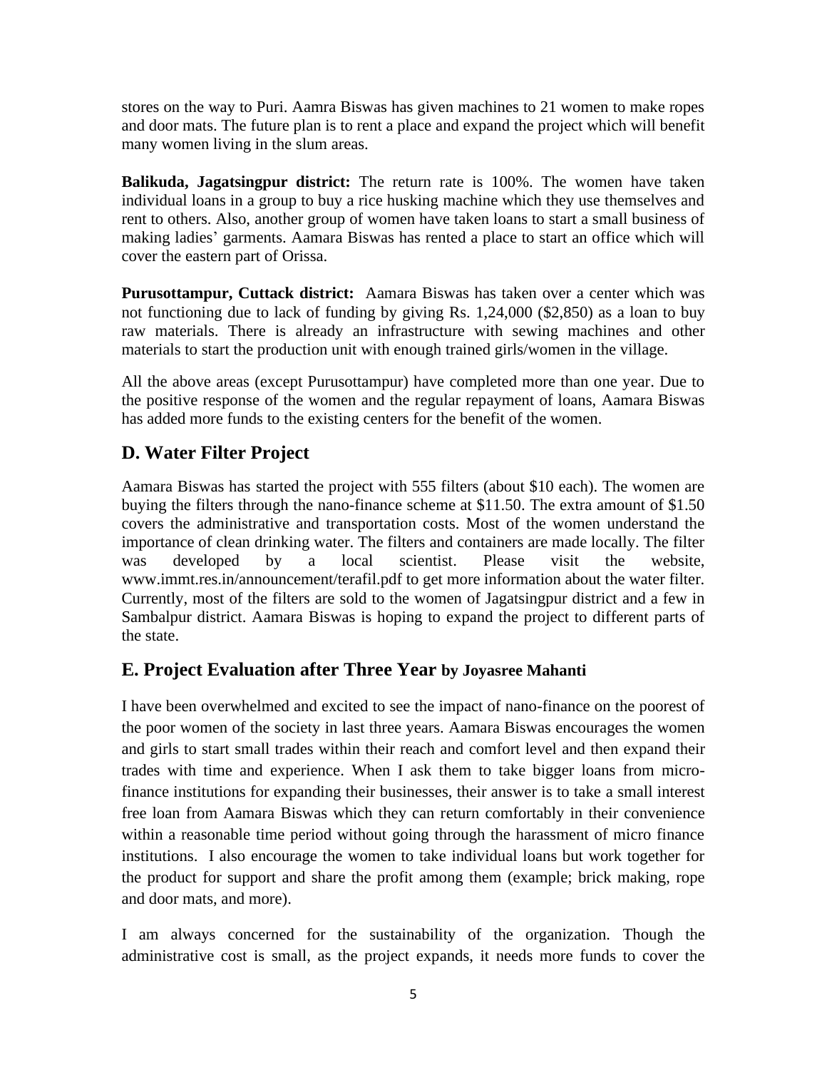stores on the way to Puri. Aamra Biswas has given machines to 21 women to make ropes and door mats. The future plan is to rent a place and expand the project which will benefit many women living in the slum areas.

**Balikuda, Jagatsingpur district:** The return rate is 100%. The women have taken individual loans in a group to buy a rice husking machine which they use themselves and rent to others. Also, another group of women have taken loans to start a small business of making ladies' garments. Aamara Biswas has rented a place to start an office which will cover the eastern part of Orissa.

**Purusottampur, Cuttack district:** Aamara Biswas has taken over a center which was not functioning due to lack of funding by giving Rs. 1,24,000 ($2,850) as a loan to buy raw materials. There is already an infrastructure with sewing machines and other materials to start the production unit with enough trained girls/women in the village.

All the above areas (except Purusottampur) have completed more than one year. Due to the positive response of the women and the regular repayment of loans, Aamara Biswas has added more funds to the existing centers for the benefit of the women.

## D. Water Filter Project

Aamara Biswas has started the project with 555 filters (about $10 each). The women are buying the filters through the nano-finance scheme at $11.50. The extra amount of $1.50 covers the administrative and transportation costs. Most of the women understand the importance of clean drinking water. The filters and containers are made locally. The filter was developed by a local scientist. Please visit the website, www.immt.res.in/announcement/terafil.pdf to get more information about the water filter. Currently, most of the filters are sold to the women of Jagatsingpur district and a few in Sambalpur district. Aamara Biswas is hoping to expand the project to different parts of the state.

## E. Project Evaluation after Three Year by Joyasree Mahanti

I have been overwhelmed and excited to see the impact of nano-finance on the poorest of the poor women of the society in last three years. Aamara Biswas encourages the women and girls to start small trades within their reach and comfort level and then expand their trades with time and experience. When I ask them to take bigger loans from micro-finance institutions for expanding their businesses, their answer is to take a small interest free loan from Aamara Biswas which they can return comfortably in their convenience within a reasonable time period without going through the harassment of micro finance institutions. I also encourage the women to take individual loans but work together for the product for support and share the profit among them (example; brick making, rope and door mats, and more).

I am always concerned for the sustainability of the organization. Though the administrative cost is small, as the project expands, it needs more funds to cover the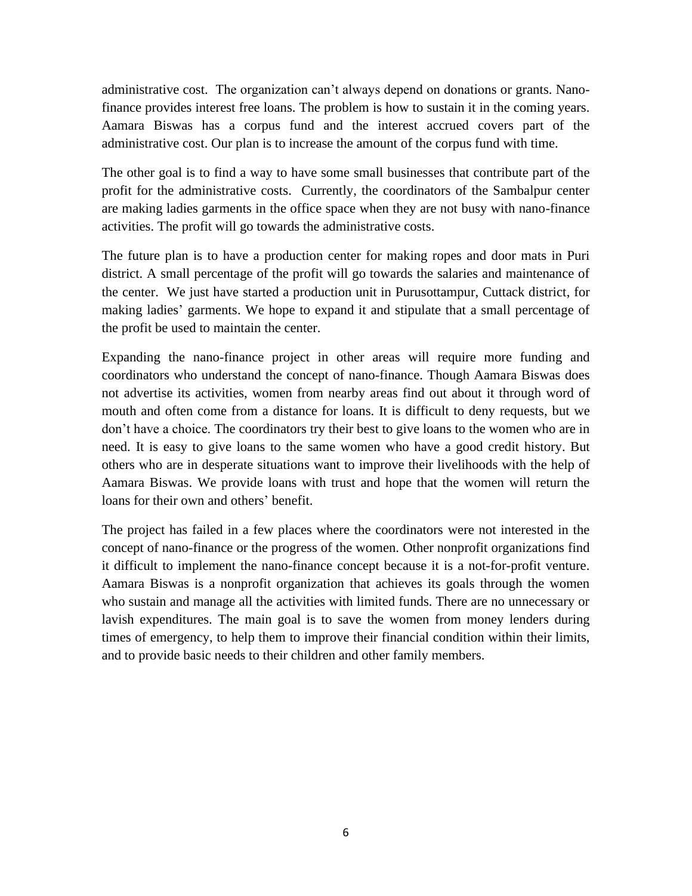administrative cost. The organization can't always depend on donations or grants. Nano-finance provides interest free loans. The problem is how to sustain it in the coming years. Aamara Biswas has a corpus fund and the interest accrued covers part of the administrative cost. Our plan is to increase the amount of the corpus fund with time.

The other goal is to find a way to have some small businesses that contribute part of the profit for the administrative costs. Currently, the coordinators of the Sambalpur center are making ladies garments in the office space when they are not busy with nano-finance activities. The profit will go towards the administrative costs.

The future plan is to have a production center for making ropes and door mats in Puri district. A small percentage of the profit will go towards the salaries and maintenance of the center. We just have started a production unit in Purusottampur, Cuttack district, for making ladies' garments. We hope to expand it and stipulate that a small percentage of the profit be used to maintain the center.

Expanding the nano-finance project in other areas will require more funding and coordinators who understand the concept of nano-finance. Though Aamara Biswas does not advertise its activities, women from nearby areas find out about it through word of mouth and often come from a distance for loans. It is difficult to deny requests, but we don't have a choice. The coordinators try their best to give loans to the women who are in need. It is easy to give loans to the same women who have a good credit history. But others who are in desperate situations want to improve their livelihoods with the help of Aamara Biswas. We provide loans with trust and hope that the women will return the loans for their own and others' benefit.

The project has failed in a few places where the coordinators were not interested in the concept of nano-finance or the progress of the women. Other nonprofit organizations find it difficult to implement the nano-finance concept because it is a not-for-profit venture. Aamara Biswas is a nonprofit organization that achieves its goals through the women who sustain and manage all the activities with limited funds. There are no unnecessary or lavish expenditures. The main goal is to save the women from money lenders during times of emergency, to help them to improve their financial condition within their limits, and to provide basic needs to their children and other family members.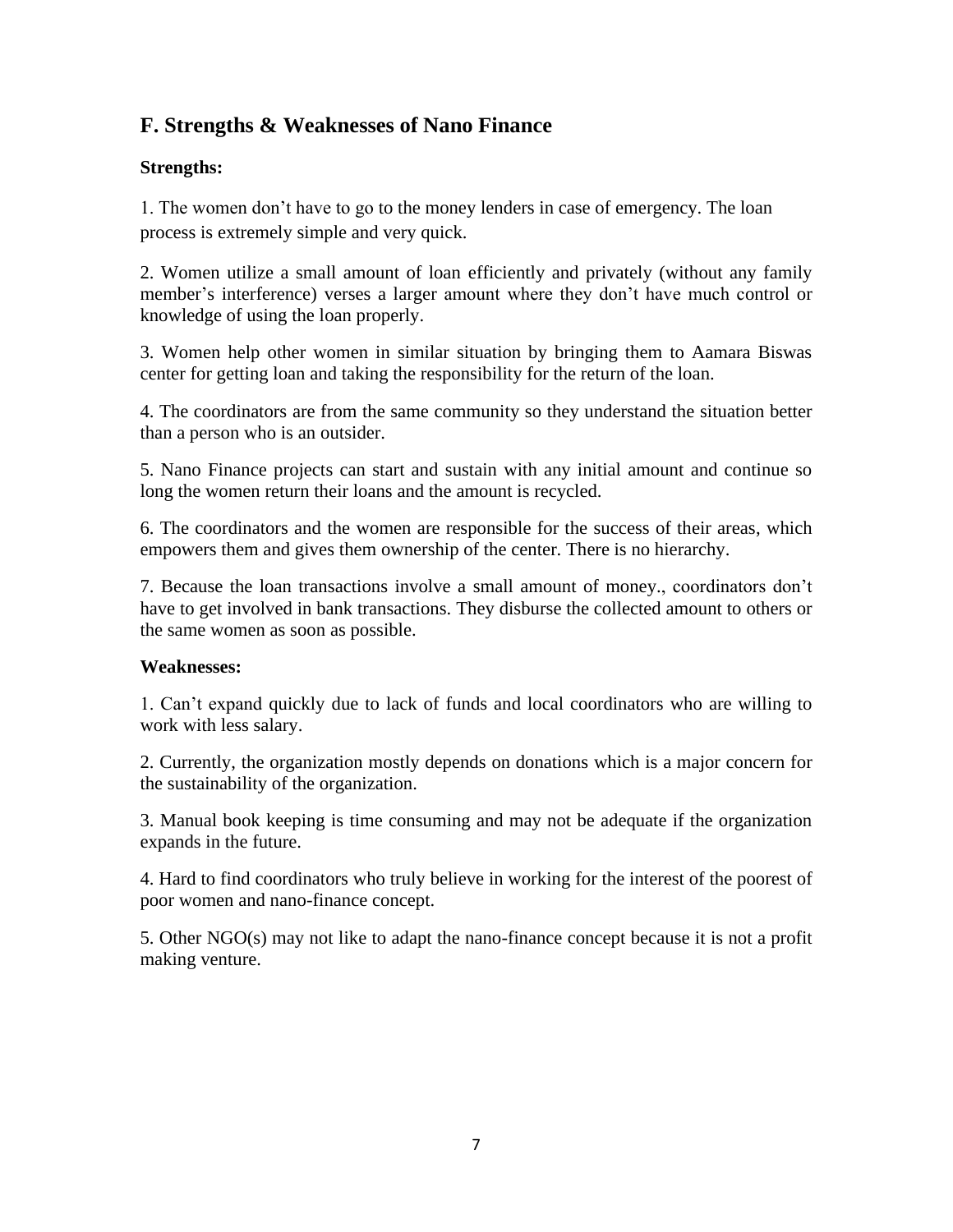## F. Strengths & Weaknesses of Nano Finance

**Strengths:**

1. The women don't have to go to the money lenders in case of emergency. The loan process is extremely simple and very quick.

2. Women utilize a small amount of loan efficiently and privately (without any family member's interference) verses a larger amount where they don't have much control or knowledge of using the loan properly.

3. Women help other women in similar situation by bringing them to Aamara Biswas center for getting loan and taking the responsibility for the return of the loan.

4. The coordinators are from the same community so they understand the situation better than a person who is an outsider.

5. Nano Finance projects can start and sustain with any initial amount and continue so long the women return their loans and the amount is recycled.

6. The coordinators and the women are responsible for the success of their areas, which empowers them and gives them ownership of the center. There is no hierarchy.

7. Because the loan transactions involve a small amount of money., coordinators don't have to get involved in bank transactions. They disburse the collected amount to others or the same women as soon as possible.

**Weaknesses:**

1. Can't expand quickly due to lack of funds and local coordinators who are willing to work with less salary.

2. Currently, the organization mostly depends on donations which is a major concern for the sustainability of the organization.

3. Manual book keeping is time consuming and may not be adequate if the organization expands in the future.

4. Hard to find coordinators who truly believe in working for the interest of the poorest of poor women and nano-finance concept.

5. Other NGO(s) may not like to adapt the nano-finance concept because it is not a profit making venture.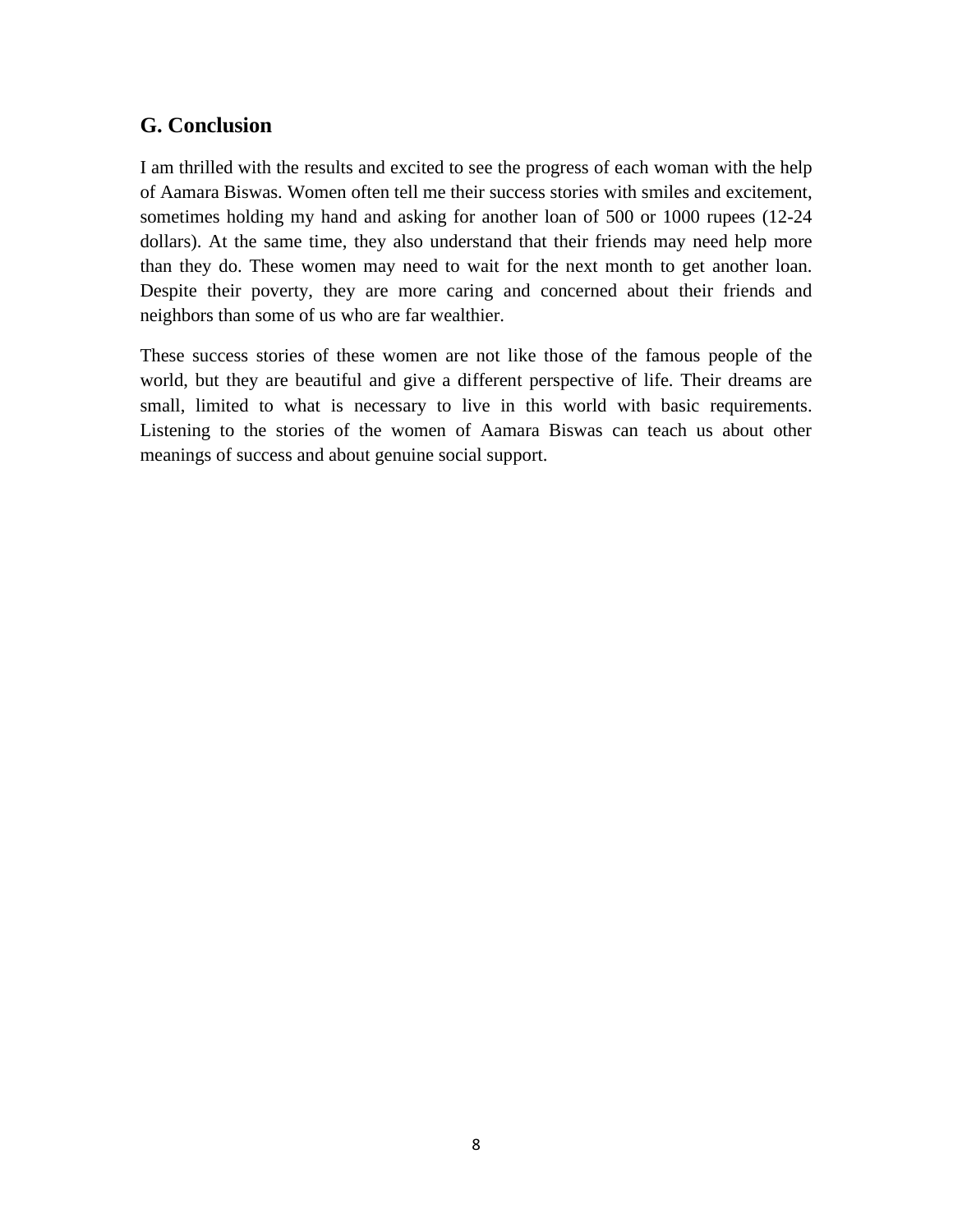## G. Conclusion

I am thrilled with the results and excited to see the progress of each woman with the help of Aamara Biswas. Women often tell me their success stories with smiles and excitement, sometimes holding my hand and asking for another loan of 500 or 1000 rupees (12-24 dollars). At the same time, they also understand that their friends may need help more than they do. These women may need to wait for the next month to get another loan. Despite their poverty, they are more caring and concerned about their friends and neighbors than some of us who are far wealthier.

These success stories of these women are not like those of the famous people of the world, but they are beautiful and give a different perspective of life. Their dreams are small, limited to what is necessary to live in this world with basic requirements. Listening to the stories of the women of Aamara Biswas can teach us about other meanings of success and about genuine social support.